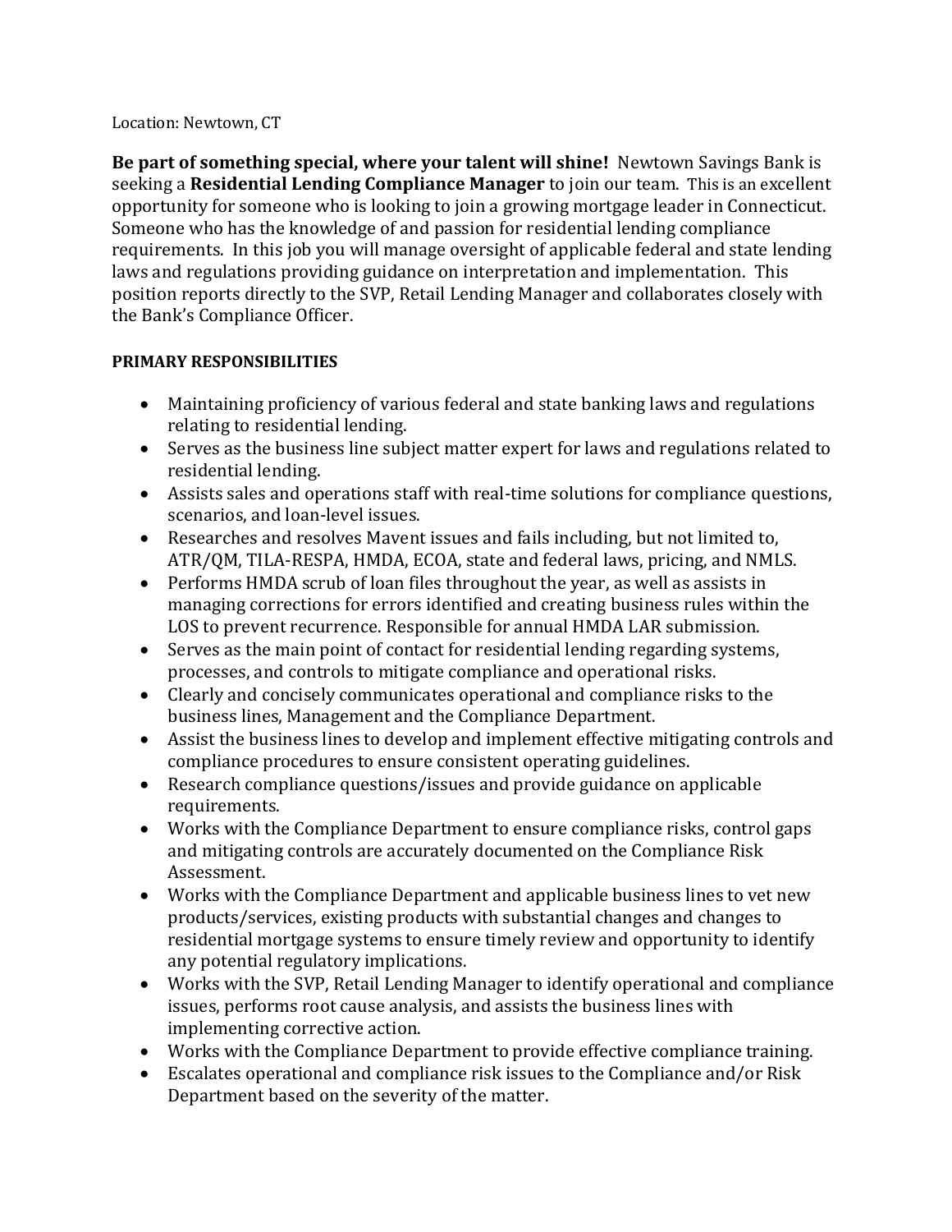Location: Newtown, CT

**Be part of something special, where your talent will shine!** Newtown Savings Bank is seeking a **Residential Lending Compliance Manager** to join our team. This is an excellent opportunity for someone who is looking to join a growing mortgage leader in Connecticut. Someone who has the knowledge of and passion for residential lending compliance requirements. In this job you will manage oversight of applicable federal and state lending laws and regulations providing guidance on interpretation and implementation. This position reports directly to the SVP, Retail Lending Manager and collaborates closely with the Bank's Compliance Officer.

**PRIMARY RESPONSIBILITIES**

- Maintaining proficiency of various federal and state banking laws and regulations relating to residential lending.
- Serves as the business line subject matter expert for laws and regulations related to residential lending.
- Assists sales and operations staff with real-time solutions for compliance questions, scenarios, and loan-level issues.
- Researches and resolves Mavent issues and fails including, but not limited to, ATR/QM, TILA-RESPA, HMDA, ECOA, state and federal laws, pricing, and NMLS.
- Performs HMDA scrub of loan files throughout the year, as well as assists in managing corrections for errors identified and creating business rules within the LOS to prevent recurrence. Responsible for annual HMDA LAR submission.
- Serves as the main point of contact for residential lending regarding systems, processes, and controls to mitigate compliance and operational risks.
- Clearly and concisely communicates operational and compliance risks to the business lines, Management and the Compliance Department.
- Assist the business lines to develop and implement effective mitigating controls and compliance procedures to ensure consistent operating guidelines.
- Research compliance questions/issues and provide guidance on applicable requirements.
- Works with the Compliance Department to ensure compliance risks, control gaps and mitigating controls are accurately documented on the Compliance Risk Assessment.
- Works with the Compliance Department and applicable business lines to vet new products/services, existing products with substantial changes and changes to residential mortgage systems to ensure timely review and opportunity to identify any potential regulatory implications.
- Works with the SVP, Retail Lending Manager to identify operational and compliance issues, performs root cause analysis, and assists the business lines with implementing corrective action.
- Works with the Compliance Department to provide effective compliance training.
- Escalates operational and compliance risk issues to the Compliance and/or Risk Department based on the severity of the matter.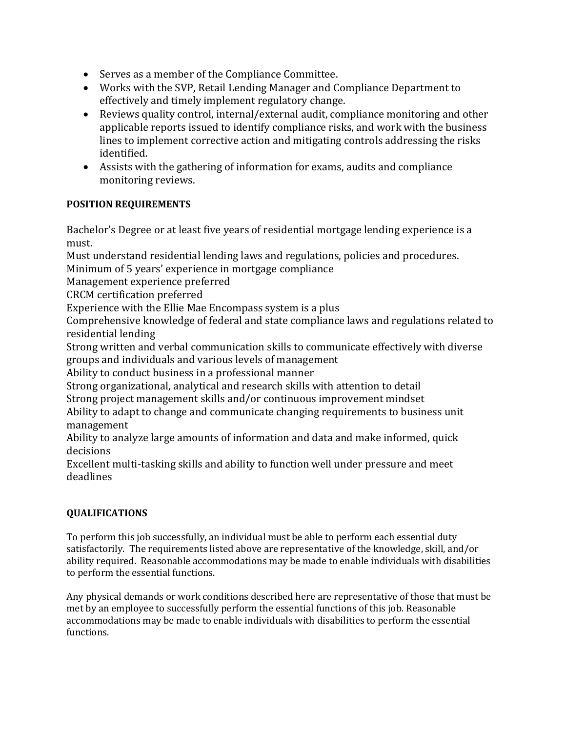- Serves as a member of the Compliance Committee.
- Works with the SVP, Retail Lending Manager and Compliance Department to effectively and timely implement regulatory change.
- Reviews quality control, internal/external audit, compliance monitoring and other applicable reports issued to identify compliance risks, and work with the business lines to implement corrective action and mitigating controls addressing the risks identified.
- Assists with the gathering of information for exams, audits and compliance monitoring reviews.

**POSITION REQUIREMENTS**

Bachelor's Degree or at least five years of residential mortgage lending experience is a must.
Must understand residential lending laws and regulations, policies and procedures.
Minimum of 5 years' experience in mortgage compliance
Management experience preferred
CRCM certification preferred
Experience with the Ellie Mae Encompass system is a plus
Comprehensive knowledge of federal and state compliance laws and regulations related to residential lending
Strong written and verbal communication skills to communicate effectively with diverse groups and individuals and various levels of management
Ability to conduct business in a professional manner
Strong organizational, analytical and research skills with attention to detail
Strong project management skills and/or continuous improvement mindset
Ability to adapt to change and communicate changing requirements to business unit management
Ability to analyze large amounts of information and data and make informed, quick decisions
Excellent multi-tasking skills and ability to function well under pressure and meet deadlines

**QUALIFICATIONS**

To perform this job successfully, an individual must be able to perform each essential duty satisfactorily. The requirements listed above are representative of the knowledge, skill, and/or ability required. Reasonable accommodations may be made to enable individuals with disabilities to perform the essential functions.

Any physical demands or work conditions described here are representative of those that must be met by an employee to successfully perform the essential functions of this job. Reasonable accommodations may be made to enable individuals with disabilities to perform the essential functions.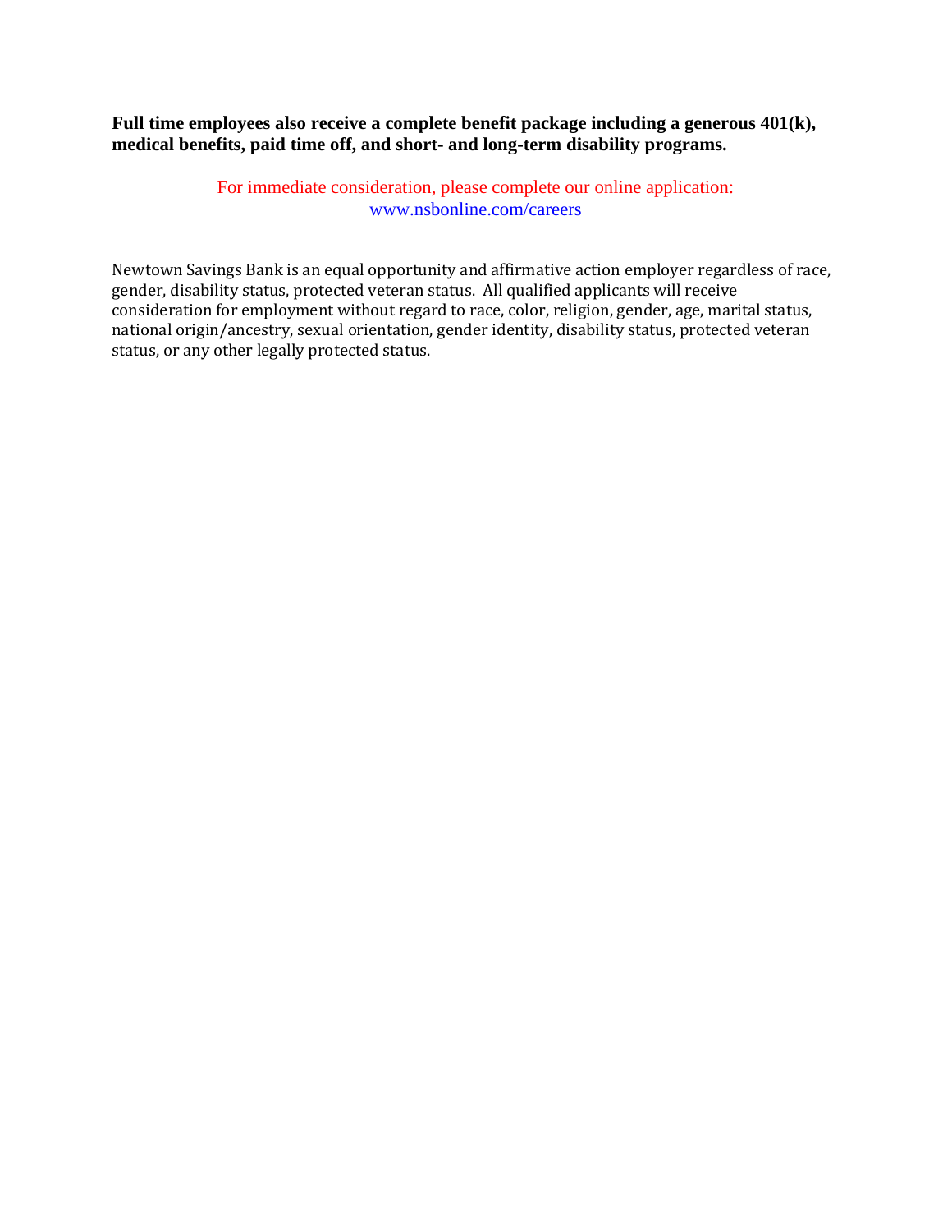**Full time employees also receive a complete benefit package including a generous 401(k), medical benefits, paid time off, and short- and long-term disability programs.**

For immediate consideration, please complete our online application:
www.nsbonline.com/careers

Newtown Savings Bank is an equal opportunity and affirmative action employer regardless of race, gender, disability status, protected veteran status. All qualified applicants will receive consideration for employment without regard to race, color, religion, gender, age, marital status, national origin/ancestry, sexual orientation, gender identity, disability status, protected veteran status, or any other legally protected status.